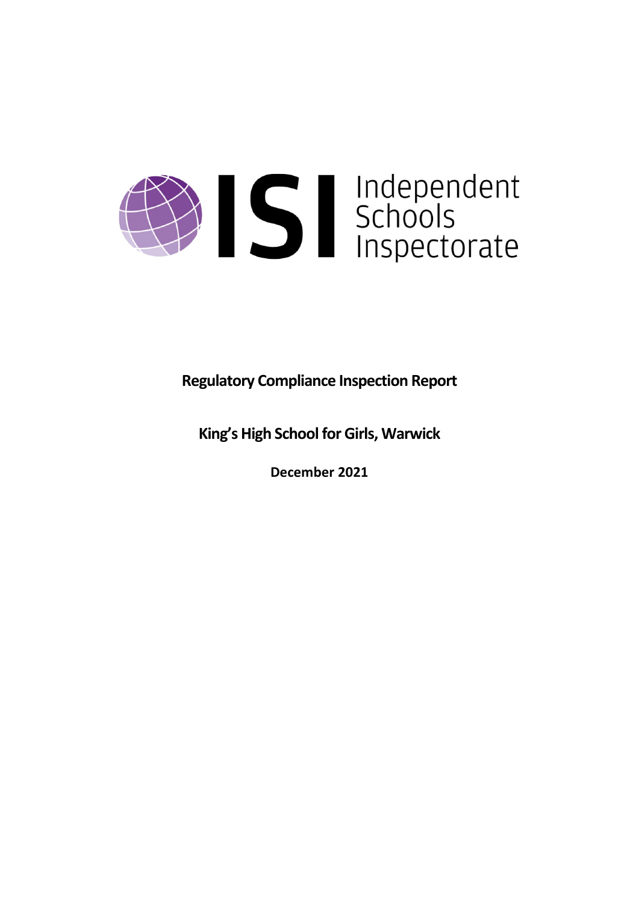ISI Independent Schools Inspectorate

**Regulatory Compliance Inspection Report**

**King's High School for Girls, Warwick**

**December 2021**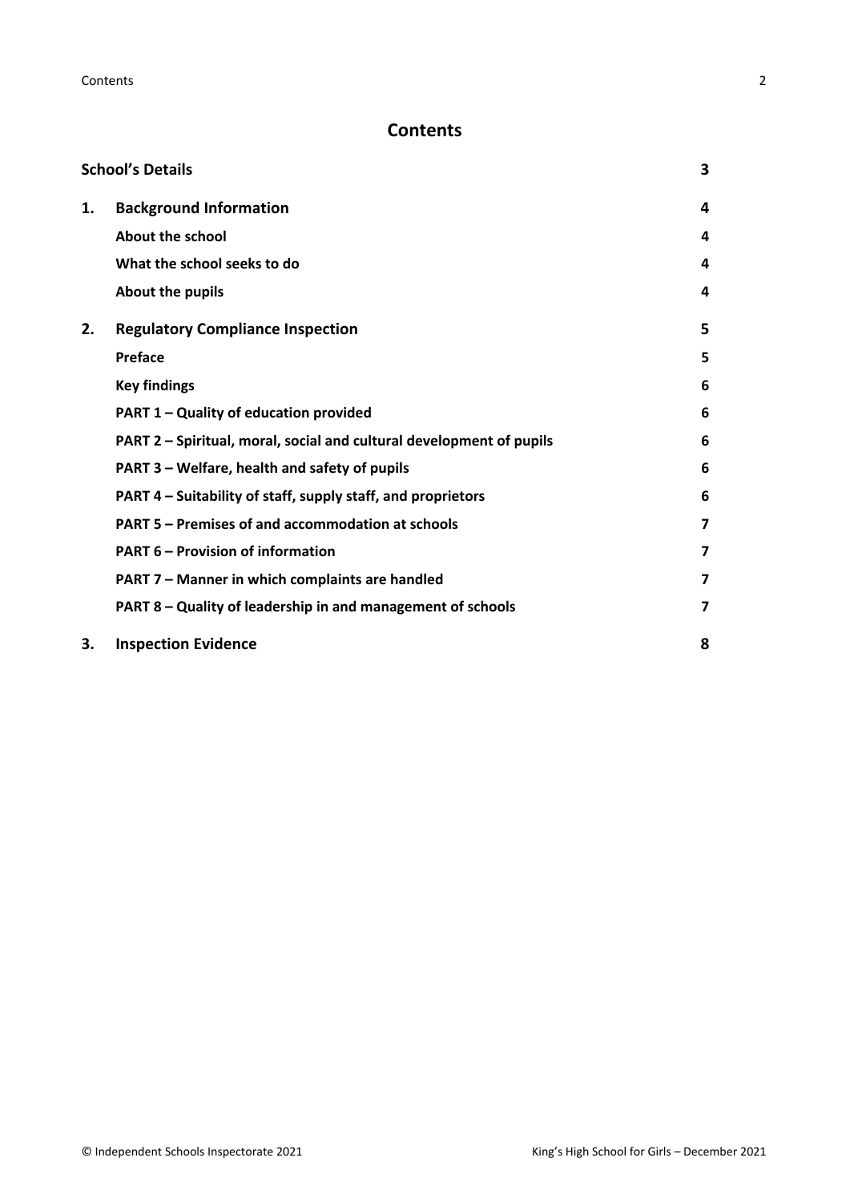# Contents

| | | |
|---|---|---|
| **School's Details** | | **3** |
| **1.** | **Background Information** | **4** |
| | **About the school** | **4** |
| | **What the school seeks to do** | **4** |
| | **About the pupils** | **4** |
| **2.** | **Regulatory Compliance Inspection** | **5** |
| | **Preface** | **5** |
| | **Key findings** | **6** |
| | **PART 1 – Quality of education provided** | **6** |
| | **PART 2 – Spiritual, moral, social and cultural development of pupils** | **6** |
| | **PART 3 – Welfare, health and safety of pupils** | **6** |
| | **PART 4 – Suitability of staff, supply staff, and proprietors** | **6** |
| | **PART 5 – Premises of and accommodation at schools** | **7** |
| | **PART 6 – Provision of information** | **7** |
| | **PART 7 – Manner in which complaints are handled** | **7** |
| | **PART 8 – Quality of leadership in and management of schools** | **7** |
| **3.** | **Inspection Evidence** | **8** |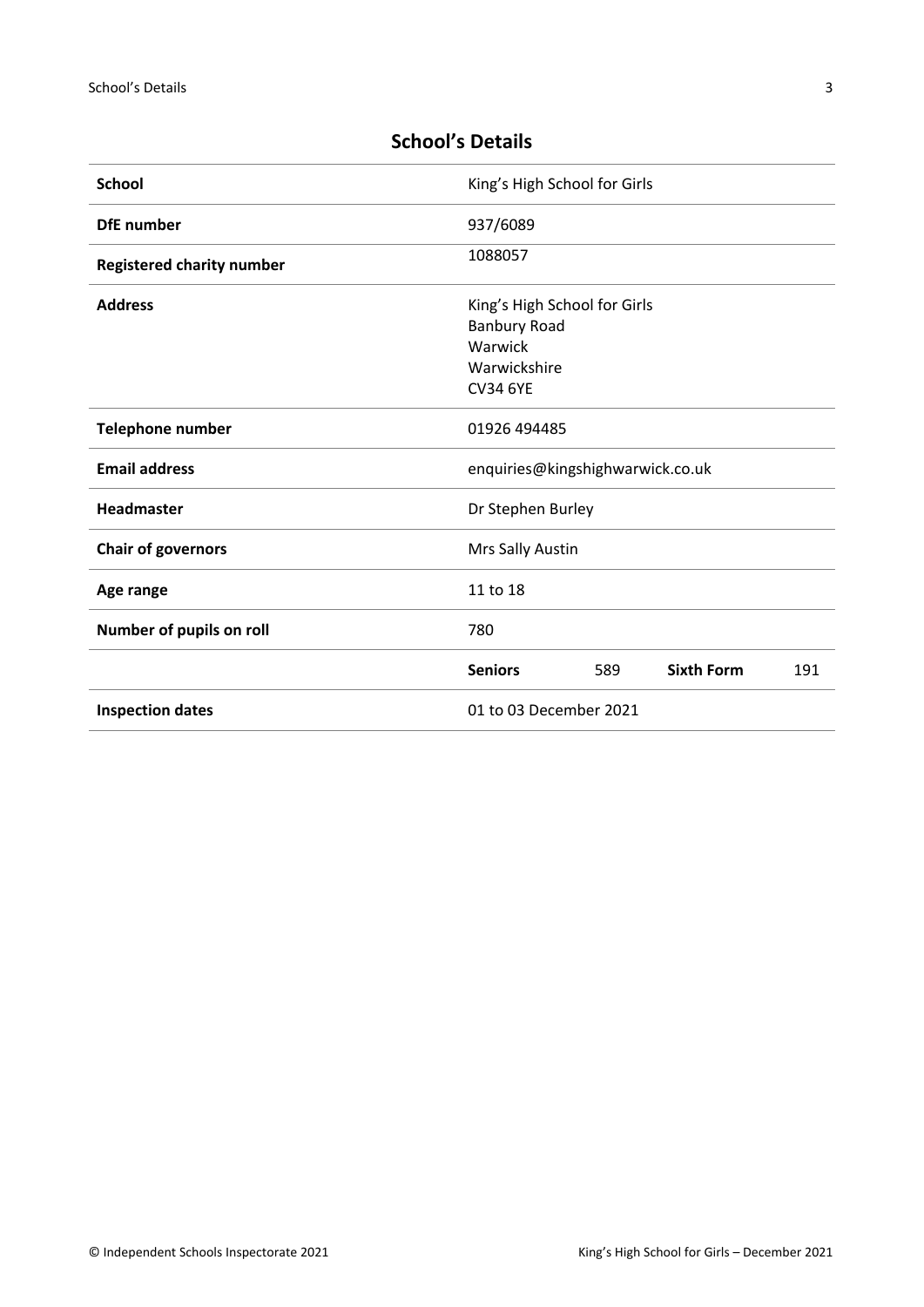## School's Details

| | |
|---|---|
| **School** | King's High School for Girls |
| **DfE number** | 937/6089 |
| **Registered charity number** | 1088057 |
| **Address** | King's High School for Girls<br>Banbury Road<br>Warwick<br>Warwickshire<br>CV34 6YE |
| **Telephone number** | 01926 494485 |
| **Email address** | enquiries@kingshighwarwick.co.uk |
| **Headmaster** | Dr Stephen Burley |
| **Chair of governors** | Mrs Sally Austin |
| **Age range** | 11 to 18 |
| **Number of pupils on roll** | 780 |
| | **Seniors** 589 **Sixth Form** 191 |
| **Inspection dates** | 01 to 03 December 2021 |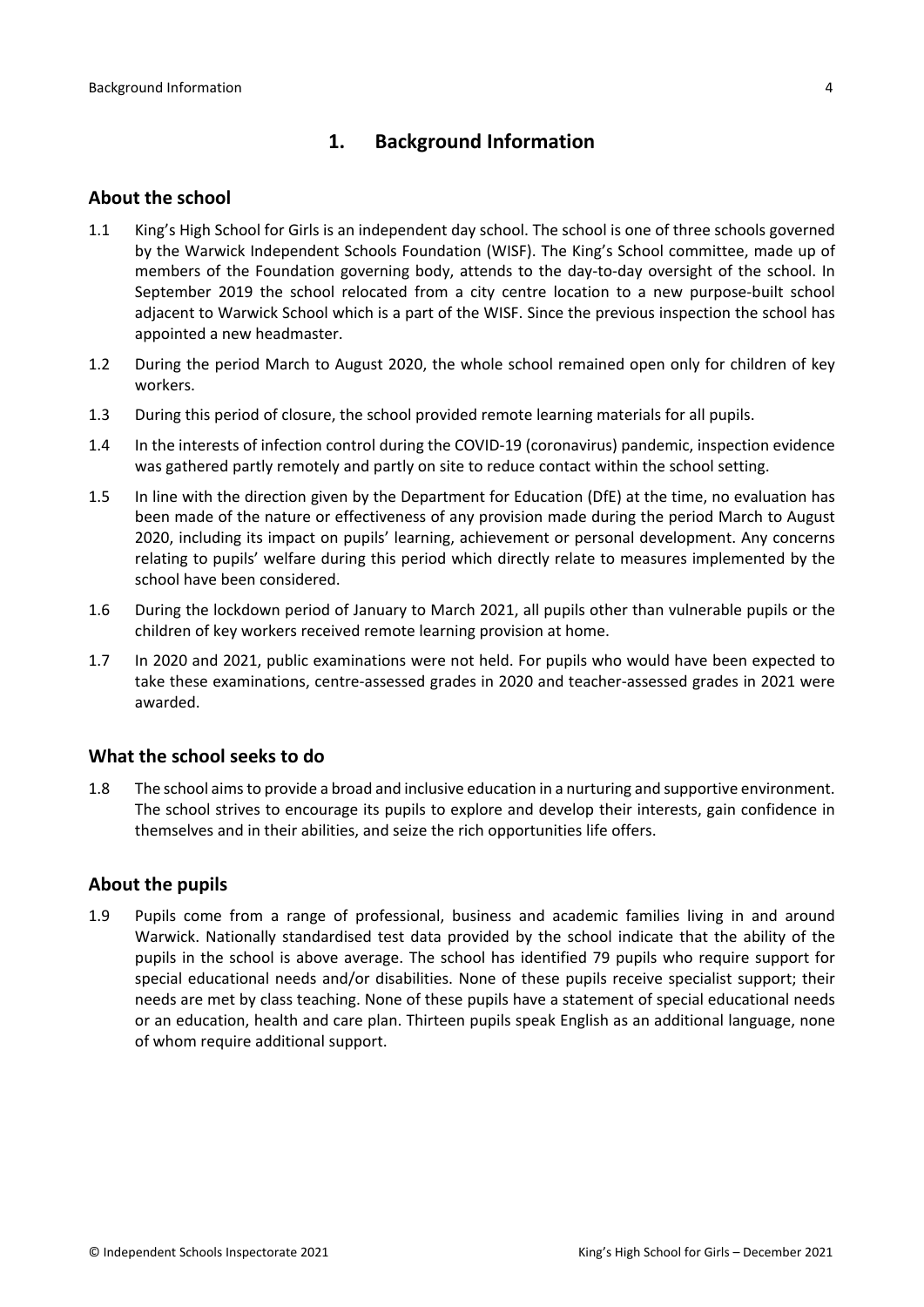## 1. Background Information

### About the school

1.1 King's High School for Girls is an independent day school. The school is one of three schools governed by the Warwick Independent Schools Foundation (WISF). The King's School committee, made up of members of the Foundation governing body, attends to the day-to-day oversight of the school. In September 2019 the school relocated from a city centre location to a new purpose-built school adjacent to Warwick School which is a part of the WISF. Since the previous inspection the school has appointed a new headmaster.

1.2 During the period March to August 2020, the whole school remained open only for children of key workers.

1.3 During this period of closure, the school provided remote learning materials for all pupils.

1.4 In the interests of infection control during the COVID-19 (coronavirus) pandemic, inspection evidence was gathered partly remotely and partly on site to reduce contact within the school setting.

1.5 In line with the direction given by the Department for Education (DfE) at the time, no evaluation has been made of the nature or effectiveness of any provision made during the period March to August 2020, including its impact on pupils' learning, achievement or personal development. Any concerns relating to pupils' welfare during this period which directly relate to measures implemented by the school have been considered.

1.6 During the lockdown period of January to March 2021, all pupils other than vulnerable pupils or the children of key workers received remote learning provision at home.

1.7 In 2020 and 2021, public examinations were not held. For pupils who would have been expected to take these examinations, centre-assessed grades in 2020 and teacher-assessed grades in 2021 were awarded.

### What the school seeks to do

1.8 The school aims to provide a broad and inclusive education in a nurturing and supportive environment. The school strives to encourage its pupils to explore and develop their interests, gain confidence in themselves and in their abilities, and seize the rich opportunities life offers.

### About the pupils

1.9 Pupils come from a range of professional, business and academic families living in and around Warwick. Nationally standardised test data provided by the school indicate that the ability of the pupils in the school is above average. The school has identified 79 pupils who require support for special educational needs and/or disabilities. None of these pupils receive specialist support; their needs are met by class teaching. None of these pupils have a statement of special educational needs or an education, health and care plan. Thirteen pupils speak English as an additional language, none of whom require additional support.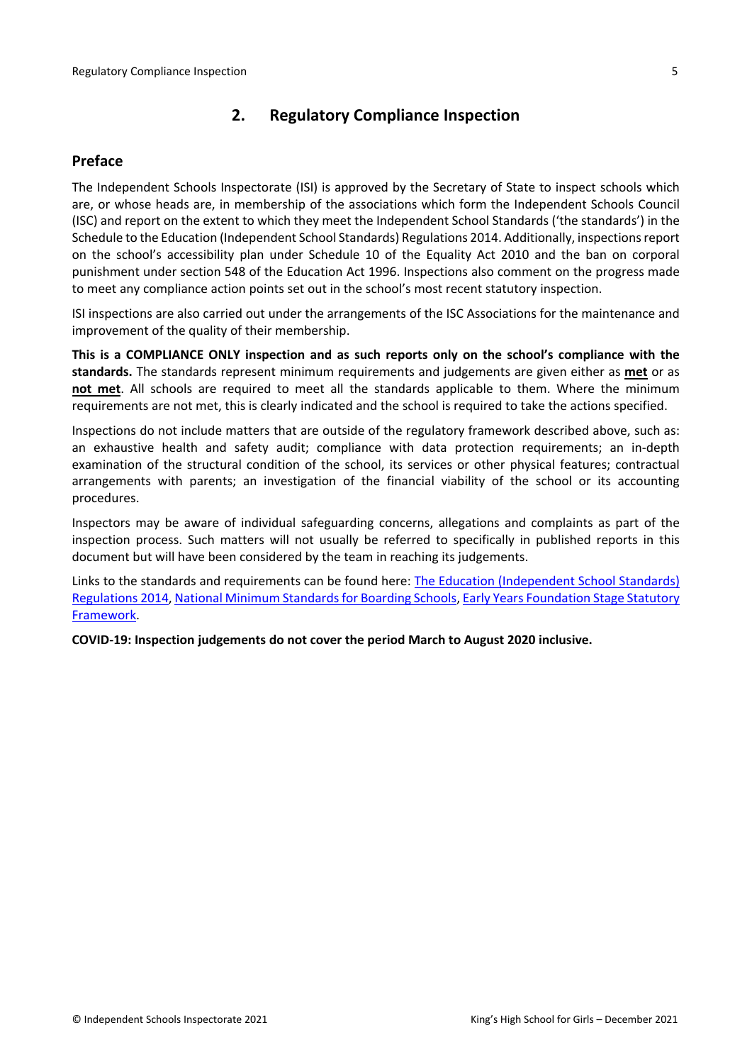## 2. Regulatory Compliance Inspection

### Preface

The Independent Schools Inspectorate (ISI) is approved by the Secretary of State to inspect schools which are, or whose heads are, in membership of the associations which form the Independent Schools Council (ISC) and report on the extent to which they meet the Independent School Standards ('the standards') in the Schedule to the Education (Independent School Standards) Regulations 2014. Additionally, inspections report on the school's accessibility plan under Schedule 10 of the Equality Act 2010 and the ban on corporal punishment under section 548 of the Education Act 1996. Inspections also comment on the progress made to meet any compliance action points set out in the school's most recent statutory inspection.

ISI inspections are also carried out under the arrangements of the ISC Associations for the maintenance and improvement of the quality of their membership.

**This is a COMPLIANCE ONLY inspection and as such reports only on the school's compliance with the standards.** The standards represent minimum requirements and judgements are given either as **met** or as **not met**. All schools are required to meet all the standards applicable to them. Where the minimum requirements are not met, this is clearly indicated and the school is required to take the actions specified.

Inspections do not include matters that are outside of the regulatory framework described above, such as: an exhaustive health and safety audit; compliance with data protection requirements; an in-depth examination of the structural condition of the school, its services or other physical features; contractual arrangements with parents; an investigation of the financial viability of the school or its accounting procedures.

Inspectors may be aware of individual safeguarding concerns, allegations and complaints as part of the inspection process. Such matters will not usually be referred to specifically in published reports in this document but will have been considered by the team in reaching its judgements.

Links to the standards and requirements can be found here: The Education (Independent School Standards) Regulations 2014, National Minimum Standards for Boarding Schools, Early Years Foundation Stage Statutory Framework.

**COVID-19: Inspection judgements do not cover the period March to August 2020 inclusive.**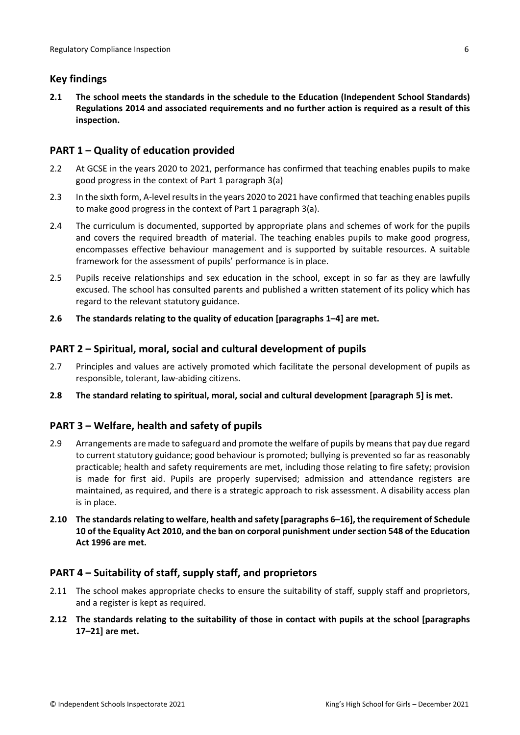## Key findings

**2.1 The school meets the standards in the schedule to the Education (Independent School Standards) Regulations 2014 and associated requirements and no further action is required as a result of this inspection.**

## PART 1 – Quality of education provided

2.2 At GCSE in the years 2020 to 2021, performance has confirmed that teaching enables pupils to make good progress in the context of Part 1 paragraph 3(a)

2.3 In the sixth form, A-level results in the years 2020 to 2021 have confirmed that teaching enables pupils to make good progress in the context of Part 1 paragraph 3(a).

2.4 The curriculum is documented, supported by appropriate plans and schemes of work for the pupils and covers the required breadth of material. The teaching enables pupils to make good progress, encompasses effective behaviour management and is supported by suitable resources. A suitable framework for the assessment of pupils' performance is in place.

2.5 Pupils receive relationships and sex education in the school, except in so far as they are lawfully excused. The school has consulted parents and published a written statement of its policy which has regard to the relevant statutory guidance.

**2.6 The standards relating to the quality of education [paragraphs 1–4] are met.**

## PART 2 – Spiritual, moral, social and cultural development of pupils

2.7 Principles and values are actively promoted which facilitate the personal development of pupils as responsible, tolerant, law-abiding citizens.

**2.8 The standard relating to spiritual, moral, social and cultural development [paragraph 5] is met.**

## PART 3 – Welfare, health and safety of pupils

2.9 Arrangements are made to safeguard and promote the welfare of pupils by means that pay due regard to current statutory guidance; good behaviour is promoted; bullying is prevented so far as reasonably practicable; health and safety requirements are met, including those relating to fire safety; provision is made for first aid. Pupils are properly supervised; admission and attendance registers are maintained, as required, and there is a strategic approach to risk assessment. A disability access plan is in place.

**2.10 The standards relating to welfare, health and safety [paragraphs 6–16], the requirement of Schedule 10 of the Equality Act 2010, and the ban on corporal punishment under section 548 of the Education Act 1996 are met.**

## PART 4 – Suitability of staff, supply staff, and proprietors

2.11 The school makes appropriate checks to ensure the suitability of staff, supply staff and proprietors, and a register is kept as required.

**2.12 The standards relating to the suitability of those in contact with pupils at the school [paragraphs 17–21] are met.**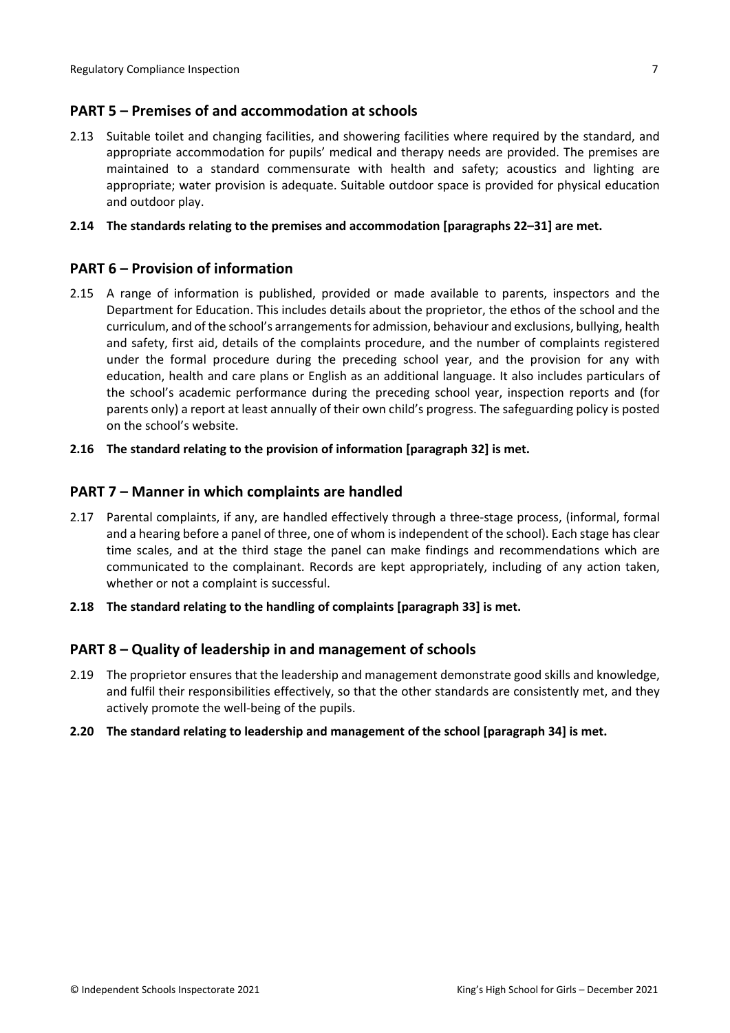## PART 5 – Premises of and accommodation at schools

2.13 Suitable toilet and changing facilities, and showering facilities where required by the standard, and appropriate accommodation for pupils' medical and therapy needs are provided. The premises are maintained to a standard commensurate with health and safety; acoustics and lighting are appropriate; water provision is adequate. Suitable outdoor space is provided for physical education and outdoor play.

**2.14 The standards relating to the premises and accommodation [paragraphs 22–31] are met.**

## PART 6 – Provision of information

2.15 A range of information is published, provided or made available to parents, inspectors and the Department for Education. This includes details about the proprietor, the ethos of the school and the curriculum, and of the school's arrangements for admission, behaviour and exclusions, bullying, health and safety, first aid, details of the complaints procedure, and the number of complaints registered under the formal procedure during the preceding school year, and the provision for any with education, health and care plans or English as an additional language. It also includes particulars of the school's academic performance during the preceding school year, inspection reports and (for parents only) a report at least annually of their own child's progress. The safeguarding policy is posted on the school's website.

**2.16 The standard relating to the provision of information [paragraph 32] is met.**

## PART 7 – Manner in which complaints are handled

2.17 Parental complaints, if any, are handled effectively through a three-stage process, (informal, formal and a hearing before a panel of three, one of whom is independent of the school). Each stage has clear time scales, and at the third stage the panel can make findings and recommendations which are communicated to the complainant. Records are kept appropriately, including of any action taken, whether or not a complaint is successful.

**2.18 The standard relating to the handling of complaints [paragraph 33] is met.**

## PART 8 – Quality of leadership in and management of schools

2.19 The proprietor ensures that the leadership and management demonstrate good skills and knowledge, and fulfil their responsibilities effectively, so that the other standards are consistently met, and they actively promote the well-being of the pupils.

**2.20 The standard relating to leadership and management of the school [paragraph 34] is met.**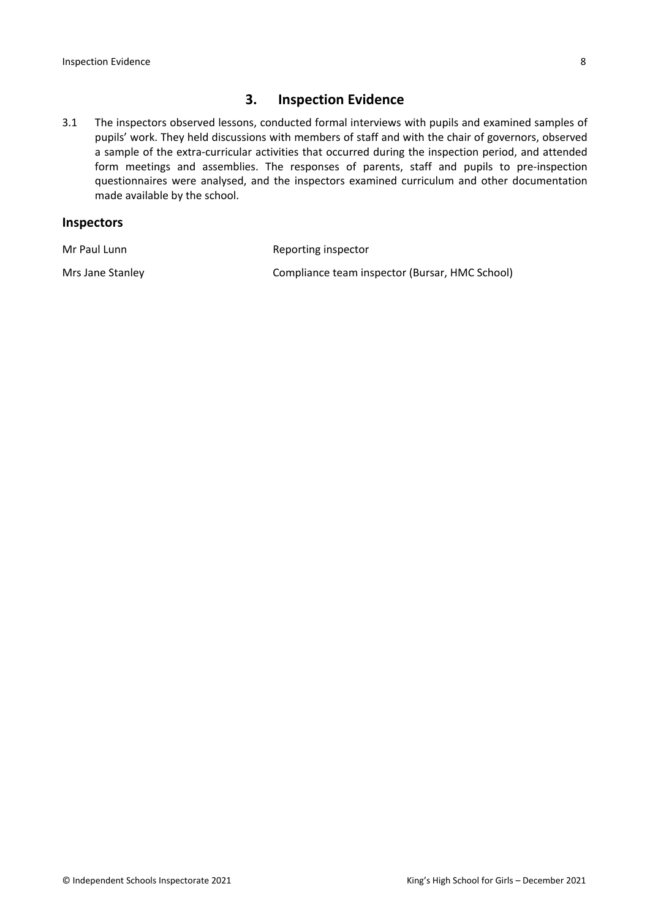## 3. Inspection Evidence

3.1 The inspectors observed lessons, conducted formal interviews with pupils and examined samples of pupils' work. They held discussions with members of staff and with the chair of governors, observed a sample of the extra-curricular activities that occurred during the inspection period, and attended form meetings and assemblies. The responses of parents, staff and pupils to pre-inspection questionnaires were analysed, and the inspectors examined curriculum and other documentation made available by the school.

### Inspectors

| | |
|---|---|
| Mr Paul Lunn | Reporting inspector |
| Mrs Jane Stanley | Compliance team inspector (Bursar, HMC School) |